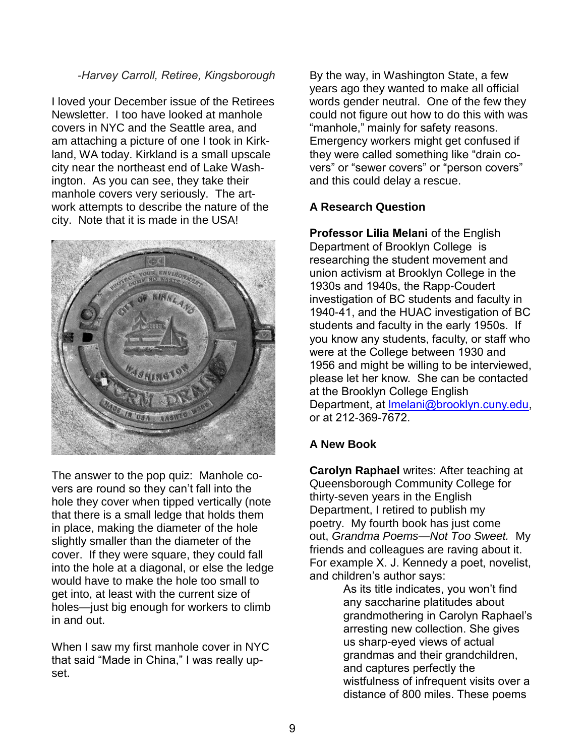*-Harvey Carroll, Retiree, Kingsborough*

I loved your December issue of the Retirees Newsletter. I too have looked at manhole covers in NYC and the Seattle area, and am attaching a picture of one I took in Kirkland, WA today. Kirkland is a small upscale city near the northeast end of Lake Washington. As you can see, they take their manhole covers very seriously. The artwork attempts to describe the nature of the city. Note that it is made in the USA!

The answer to the pop quiz: Manhole covers are round so they can't fall into the hole they cover when tipped vertically (note that there is a small ledge that holds them in place, making the diameter of the hole slightly smaller than the diameter of the cover. If they were square, they could fall into the hole at a diagonal, or else the ledge would have to make the hole too small to get into, at least with the current size of holes—just big enough for workers to climb in and out.

When I saw my first manhole cover in NYC that said "Made in China," I was really upset.

By the way, in Washington State, a few years ago they wanted to make all official words gender neutral. One of the few they could not figure out how to do this with was "manhole," mainly for safety reasons. Emergency workers might get confused if they were called something like "drain covers" or "sewer covers" or "person covers" and this could delay a rescue.

### A Research Question

**Professor Lilia Melani** of the English Department of Brooklyn College is researching the student movement and union activism at Brooklyn College in the 1930s and 1940s, the Rapp-Coudert investigation of BC students and faculty in 1940-41, and the HUAC investigation of BC students and faculty in the early 1950s. If you know any students, faculty, or staff who were at the College between 1930 and 1956 and might be willing to be interviewed, please let her know. She can be contacted at the Brooklyn College English Department, at lmelani@brooklyn.cuny.edu, or at 212-369-7672.

### A New Book

**Carolyn Raphael** writes: After teaching at Queensborough Community College for thirty-seven years in the English Department, I retired to publish my poetry. My fourth book has just come out, *Grandma Poems—Not Too Sweet.* My friends and colleagues are raving about it. For example X. J. Kennedy a poet, novelist, and children's author says:

> As its title indicates, you won't find any saccharine platitudes about grandmothering in Carolyn Raphael's arresting new collection. She gives us sharp-eyed views of actual grandmas and their grandchildren, and captures perfectly the wistfulness of infrequent visits over a distance of 800 miles. These poems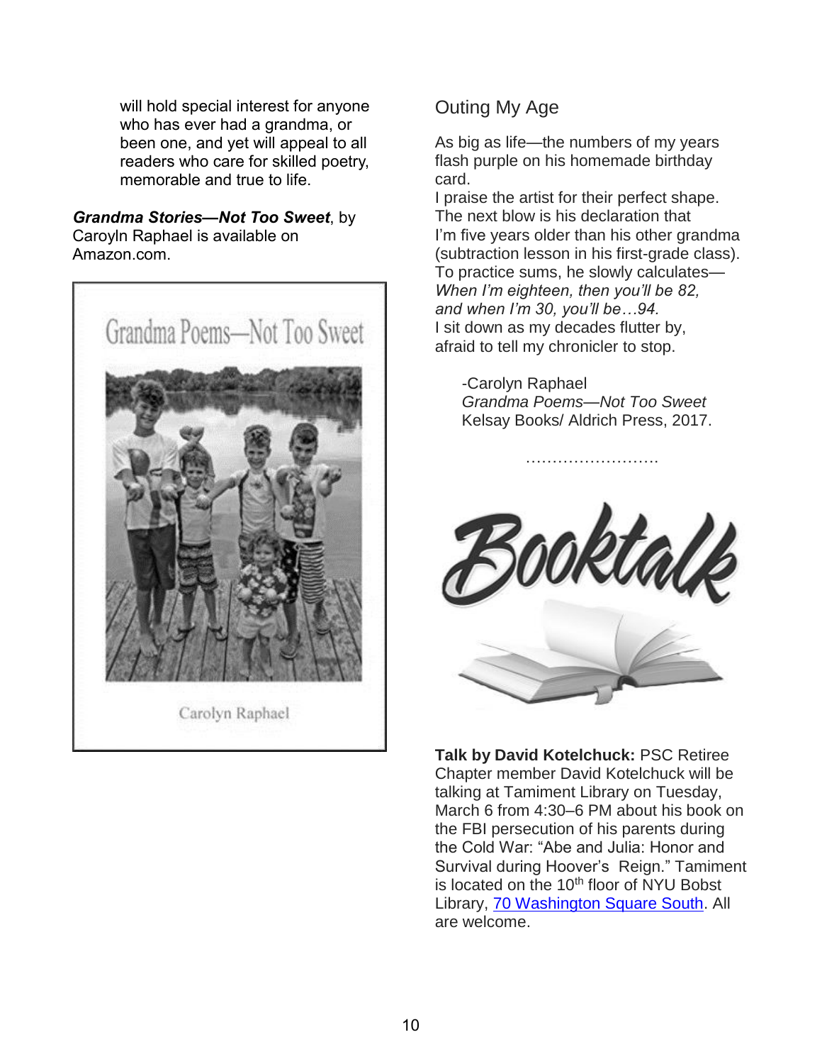will hold special interest for anyone who has ever had a grandma, or been one, and yet will appeal to all readers who care for skilled poetry, memorable and true to life.

***Grandma Stories—Not Too Sweet***, by Caroyln Raphael is available on Amazon.com.

## Outing My Age

As big as life—the numbers of my years
flash purple on his homemade birthday card.
I praise the artist for their perfect shape.
The next blow is his declaration that
I'm five years older than his other grandma
(subtraction lesson in his first-grade class).
To practice sums, he slowly calculates—
*When I'm eighteen, then you'll be 82,*
*and when I'm 30, you'll be…94.*
I sit down as my decades flutter by,
afraid to tell my chronicler to stop.

-Carolyn Raphael
*Grandma Poems—Not Too Sweet*
Kelsay Books/ Aldrich Press, 2017.

…………………….

**Talk by David Kotelchuck:** PSC Retiree Chapter member David Kotelchuck will be talking at Tamiment Library on Tuesday, March 6 from 4:30–6 PM about his book on the FBI persecution of his parents during the Cold War: "Abe and Julia: Honor and Survival during Hoover's Reign." Tamiment is located on the 10th floor of NYU Bobst Library, 70 Washington Square South. All are welcome.